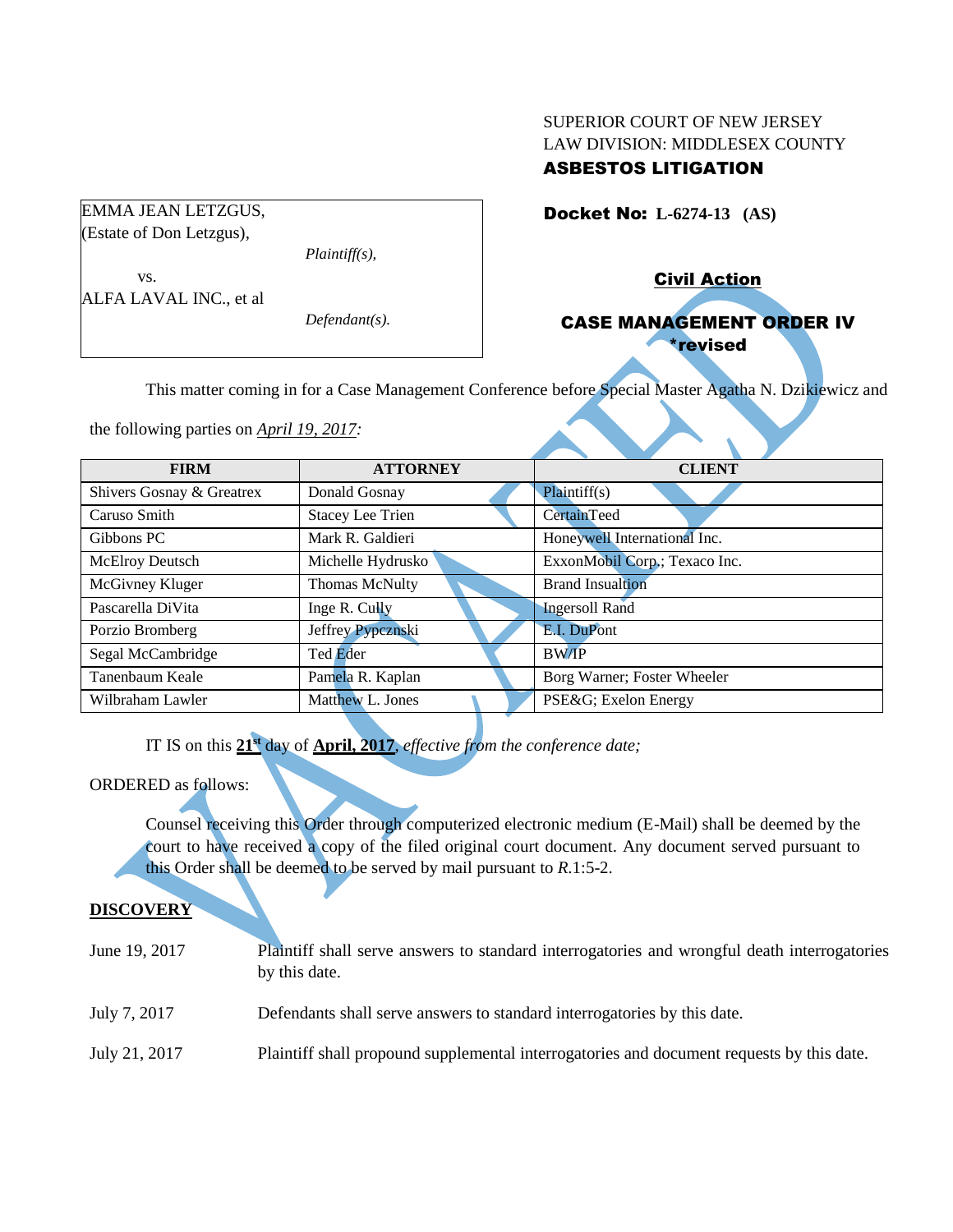SUPERIOR COURT OF NEW JERSEY
LAW DIVISION: MIDDLESEX COUNTY
**ASBESTOS LITIGATION**

| |
|---|
| EMMA JEAN LETZGUS, (Estate of Don Letzgus), *Plaintiff(s),* vs. ALFA LAVAL INC., et al *Defendant(s).* |

**Docket No: L-6274-13 (AS)**

**Civil Action**

**CASE MANAGEMENT ORDER IV**
**\*revised**

VACATED

This matter coming in for a Case Management Conference before Special Master Agatha N. Dzikiewicz and the following parties on *April 19, 2017:*

| FIRM | ATTORNEY | CLIENT |
|---|---|---|
| Shivers Gosnay & Greatrex | Donald Gosnay | Plaintiff(s) |
| Caruso Smith | Stacey Lee Trien | CertainTeed |
| Gibbons PC | Mark R. Galdieri | Honeywell International Inc. |
| McElroy Deutsch | Michelle Hydrusko | ExxonMobil Corp.; Texaco Inc. |
| McGivney Kluger | Thomas McNulty | Brand Insualtion |
| Pascarella DiVita | Inge R. Cully | Ingersoll Rand |
| Porzio Bromberg | Jeffrey Pypcznski | E.I. DuPont |
| Segal McCambridge | Ted Eder | BW/IP |
| Tanenbaum Keale | Pamela R. Kaplan | Borg Warner; Foster Wheeler |
| Wilbraham Lawler | Matthew L. Jones | PSE&G; Exelon Energy |

IT IS on this **21st** day of **April, 2017**, *effective from the conference date;*

ORDERED as follows:

Counsel receiving this Order through computerized electronic medium (E-Mail) shall be deemed by the court to have received a copy of the filed original court document. Any document served pursuant to this Order shall be deemed to be served by mail pursuant to *R*.1:5-2.

**DISCOVERY**

| | |
|---|---|
| June 19, 2017 | Plaintiff shall serve answers to standard interrogatories and wrongful death interrogatories by this date. |
| July 7, 2017 | Defendants shall serve answers to standard interrogatories by this date. |
| July 21, 2017 | Plaintiff shall propound supplemental interrogatories and document requests by this date. |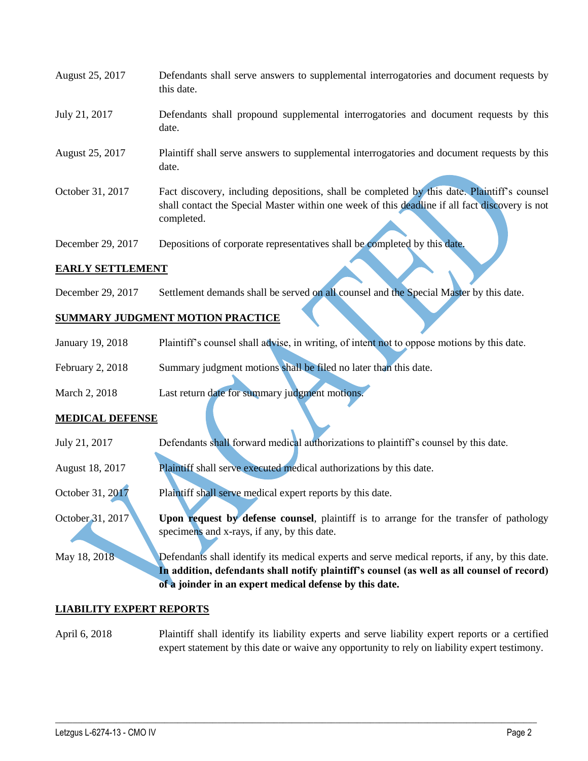| | |
|---|---|
| August 25, 2017 | Defendants shall serve answers to supplemental interrogatories and document requests by this date. |
| July 21, 2017 | Defendants shall propound supplemental interrogatories and document requests by this date. |
| August 25, 2017 | Plaintiff shall serve answers to supplemental interrogatories and document requests by this date. |
| October 31, 2017 | Fact discovery, including depositions, shall be completed by this date. Plaintiff's counsel shall contact the Special Master within one week of this deadline if all fact discovery is not completed. |
| December 29, 2017 | Depositions of corporate representatives shall be completed by this date. |

**EARLY SETTLEMENT**

| | |
|---|---|
| December 29, 2017 | Settlement demands shall be served on all counsel and the Special Master by this date. |

**SUMMARY JUDGMENT MOTION PRACTICE**

| | |
|---|---|
| January 19, 2018 | Plaintiff's counsel shall advise, in writing, of intent not to oppose motions by this date. |
| February 2, 2018 | Summary judgment motions shall be filed no later than this date. |
| March 2, 2018 | Last return date for summary judgment motions. |

**MEDICAL DEFENSE**

| | |
|---|---|
| July 21, 2017 | Defendants shall forward medical authorizations to plaintiff's counsel by this date. |
| August 18, 2017 | Plaintiff shall serve executed medical authorizations by this date. |
| October 31, 2017 | Plaintiff shall serve medical expert reports by this date. |
| October 31, 2017 | **Upon request by defense counsel**, plaintiff is to arrange for the transfer of pathology specimens and x-rays, if any, by this date. |
| May 18, 2018 | Defendants shall identify its medical experts and serve medical reports, if any, by this date. **In addition, defendants shall notify plaintiff's counsel (as well as all counsel of record) of a joinder in an expert medical defense by this date.** |

**LIABILITY EXPERT REPORTS**

| | |
|---|---|
| April 6, 2018 | Plaintiff shall identify its liability experts and serve liability expert reports or a certified expert statement by this date or waive any opportunity to rely on liability expert testimony. |

VACATED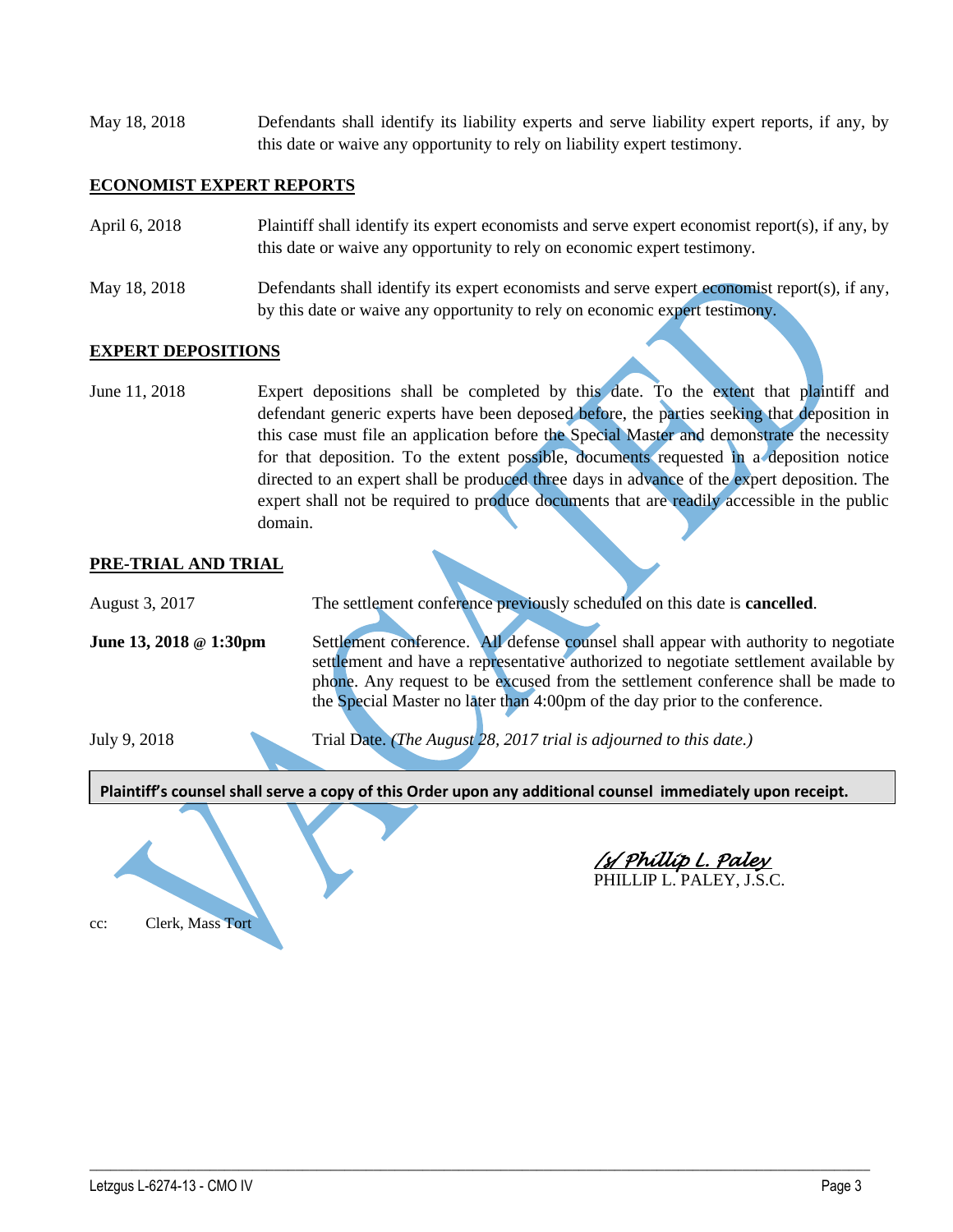May 18, 2018 — Defendants shall identify its liability experts and serve liability expert reports, if any, by this date or waive any opportunity to rely on liability expert testimony.

**ECONOMIST EXPERT REPORTS**

April 6, 2018 — Plaintiff shall identify its expert economists and serve expert economist report(s), if any, by this date or waive any opportunity to rely on economic expert testimony.

May 18, 2018 — Defendants shall identify its expert economists and serve expert economist report(s), if any, by this date or waive any opportunity to rely on economic expert testimony.

**EXPERT DEPOSITIONS**

June 11, 2018 — Expert depositions shall be completed by this date. To the extent that plaintiff and defendant generic experts have been deposed before, the parties seeking that deposition in this case must file an application before the Special Master and demonstrate the necessity for that deposition. To the extent possible, documents requested in a deposition notice directed to an expert shall be produced three days in advance of the expert deposition. The expert shall not be required to produce documents that are readily accessible in the public domain.

**PRE-TRIAL AND TRIAL**

August 3, 2017 — The settlement conference previously scheduled on this date is **cancelled**.

**June 13, 2018 @ 1:30pm** — Settlement conference. All defense counsel shall appear with authority to negotiate settlement and have a representative authorized to negotiate settlement available by phone. Any request to be excused from the settlement conference shall be made to the Special Master no later than 4:00pm of the day prior to the conference.

July 9, 2018 — Trial Date. *(The August 28, 2017 trial is adjourned to this date.)*

**Plaintiff's counsel shall serve a copy of this Order upon any additional counsel immediately upon receipt.**

/s/ Phillip L. Paley
PHILLIP L. PALEY, J.S.C.

cc: Clerk, Mass Tort

VACATED